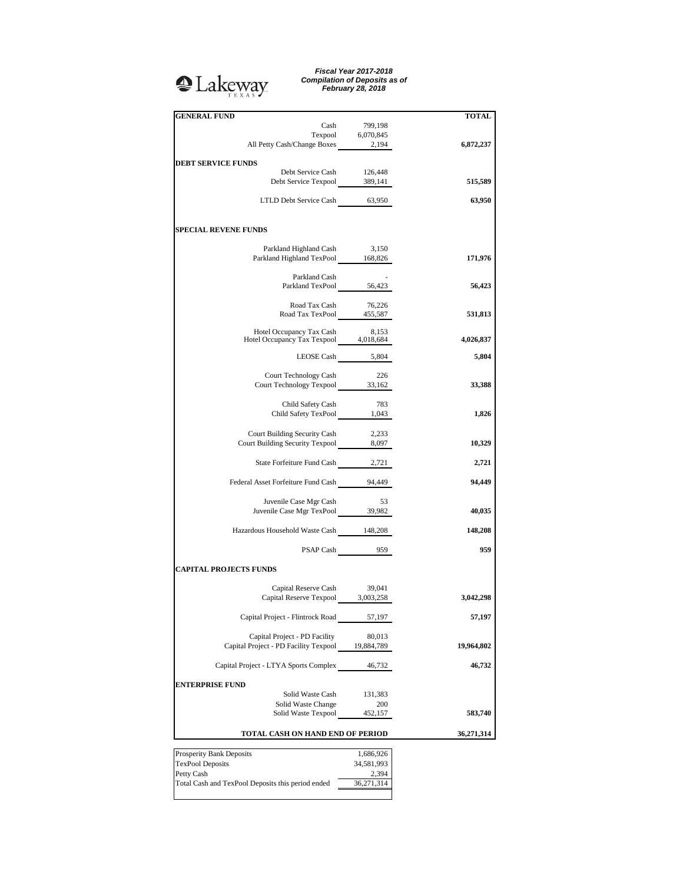Lakeway TEXAS

***Fiscal Year 2017-2018***
***Compilation of Deposits as of***
***February 28, 2018***

| **GENERAL FUND** | | **TOTAL** |
|---|---|---|
| Cash | 799,198 | |
| Texpool | 6,070,845 | |
| All Petty Cash/Change Boxes | 2,194 | **6,872,237** |
| **DEBT SERVICE FUNDS** | | |
| Debt Service Cash | 126,448 | |
| Debt Service Texpool | 389,141 | **515,589** |
| LTLD Debt Service Cash | 63,950 | **63,950** |
| **SPECIAL REVENE FUNDS** | | |
| Parkland Highland Cash | 3,150 | |
| Parkland Highland TexPool | 168,826 | **171,976** |
| Parkland Cash | - | |
| Parkland TexPool | 56,423 | **56,423** |
| Road Tax Cash | 76,226 | |
| Road Tax TexPool | 455,587 | **531,813** |
| Hotel Occupancy Tax Cash | 8,153 | |
| Hotel Occupancy Tax Texpool | 4,018,684 | **4,026,837** |
| LEOSE Cash | 5,804 | **5,804** |
| Court Technology Cash | 226 | |
| Court Technology Texpool | 33,162 | **33,388** |
| Child Safety Cash | 783 | |
| Child Safety TexPool | 1,043 | **1,826** |
| Court Building Security Cash | 2,233 | |
| Court Building Security Texpool | 8,097 | **10,329** |
| State Forfeiture Fund Cash | 2,721 | **2,721** |
| Federal Asset Forfeiture Fund Cash | 94,449 | **94,449** |
| Juvenile Case Mgr Cash | 53 | |
| Juvenile Case Mgr TexPool | 39,982 | **40,035** |
| Hazardous Household Waste Cash | 148,208 | **148,208** |
| PSAP Cash | 959 | **959** |
| **CAPITAL PROJECTS FUNDS** | | |
| Capital Reserve Cash | 39,041 | |
| Capital Reserve Texpool | 3,003,258 | **3,042,298** |
| Capital Project - Flintrock Road | 57,197 | **57,197** |
| Capital Project - PD Facility | 80,013 | |
| Capital Project - PD Facility Texpool | 19,884,789 | **19,964,802** |
| Capital Project - LTYA Sports Complex | 46,732 | **46,732** |
| **ENTERPRISE FUND** | | |
| Solid Waste Cash | 131,383 | |
| Solid Waste Change | 200 | |
| Solid Waste Texpool | 452,157 | **583,740** |
| **TOTAL CASH ON HAND END OF PERIOD** | | **36,271,314** |

| | |
|---|---|
| Prosperity Bank Deposits | 1,686,926 |
| TexPool Deposits | 34,581,993 |
| Petty Cash | 2,394 |
| Total Cash and TexPool Deposits this period ended | 36,271,314 |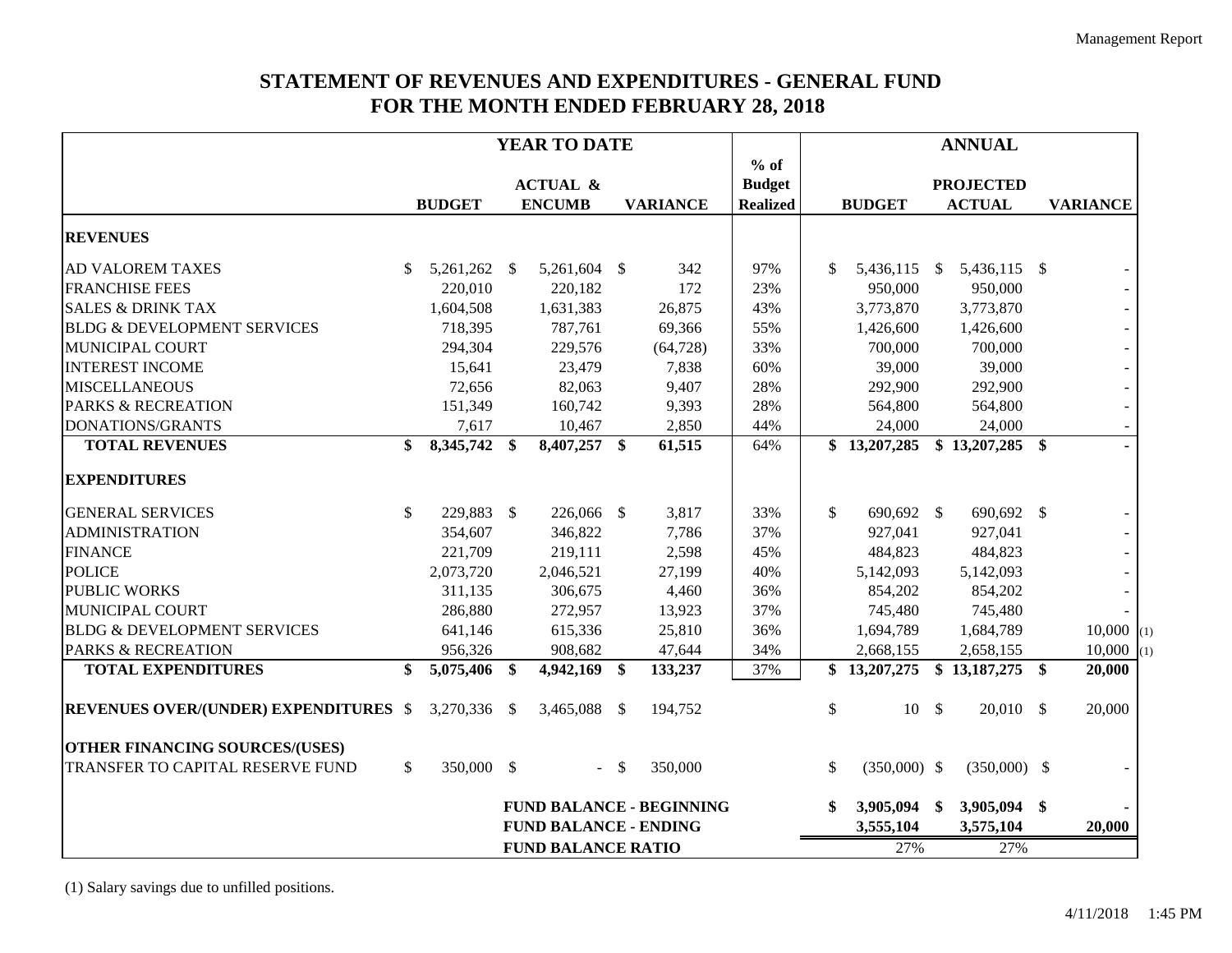Management Report

# STATEMENT OF REVENUES AND EXPENDITURES - GENERAL FUND
## FOR THE MONTH ENDED FEBRUARY 28, 2018

| | YEAR TO DATE | | | % of Budget Realized | ANNUAL | | | |
|---|---|---|---|---|---|---|---|---|
| | BUDGET | ACTUAL & ENCUMB | VARIANCE | | BUDGET | PROJECTED ACTUAL | VARIANCE | |
| **REVENUES** | | | | | | | | |
| AD VALOREM TAXES | $ 5,261,262 | $ 5,261,604 | $ 342 | 97% | $ 5,436,115 | $ 5,436,115 | $ - | |
| FRANCHISE FEES | 220,010 | 220,182 | 172 | 23% | 950,000 | 950,000 | - | |
| SALES & DRINK TAX | 1,604,508 | 1,631,383 | 26,875 | 43% | 3,773,870 | 3,773,870 | - | |
| BLDG & DEVELOPMENT SERVICES | 718,395 | 787,761 | 69,366 | 55% | 1,426,600 | 1,426,600 | - | |
| MUNICIPAL COURT | 294,304 | 229,576 | (64,728) | 33% | 700,000 | 700,000 | - | |
| INTEREST INCOME | 15,641 | 23,479 | 7,838 | 60% | 39,000 | 39,000 | - | |
| MISCELLANEOUS | 72,656 | 82,063 | 9,407 | 28% | 292,900 | 292,900 | - | |
| PARKS & RECREATION | 151,349 | 160,742 | 9,393 | 28% | 564,800 | 564,800 | - | |
| DONATIONS/GRANTS | 7,617 | 10,467 | 2,850 | 44% | 24,000 | 24,000 | - | |
| **TOTAL REVENUES** | **$ 8,345,742** | **$ 8,407,257** | **$ 61,515** | 64% | **$ 13,207,285** | **$ 13,207,285** | **$ -** | |
| **EXPENDITURES** | | | | | | | | |
| GENERAL SERVICES | $ 229,883 | $ 226,066 | $ 3,817 | 33% | $ 690,692 | $ 690,692 | $ - | |
| ADMINISTRATION | 354,607 | 346,822 | 7,786 | 37% | 927,041 | 927,041 | - | |
| FINANCE | 221,709 | 219,111 | 2,598 | 45% | 484,823 | 484,823 | - | |
| POLICE | 2,073,720 | 2,046,521 | 27,199 | 40% | 5,142,093 | 5,142,093 | - | |
| PUBLIC WORKS | 311,135 | 306,675 | 4,460 | 36% | 854,202 | 854,202 | - | |
| MUNICIPAL COURT | 286,880 | 272,957 | 13,923 | 37% | 745,480 | 745,480 | - | |
| BLDG & DEVELOPMENT SERVICES | 641,146 | 615,336 | 25,810 | 36% | 1,694,789 | 1,684,789 | 10,000 | (1) |
| PARKS & RECREATION | 956,326 | 908,682 | 47,644 | 34% | 2,668,155 | 2,658,155 | 10,000 | (1) |
| **TOTAL EXPENDITURES** | **$ 5,075,406** | **$ 4,942,169** | **$ 133,237** | 37% | **$ 13,207,275** | **$ 13,187,275** | **$ 20,000** | |
| **REVENUES OVER/(UNDER) EXPENDITURES** | $ 3,270,336 | $ 3,465,088 | $ 194,752 | | $ 10 | $ 20,010 | $ 20,000 | |
| **OTHER FINANCING SOURCES/(USES)** | | | | | | | | |
| TRANSFER TO CAPITAL RESERVE FUND | $ 350,000 | $ - | $ 350,000 | | $ (350,000) | $ (350,000) | $ - | |
| | | **FUND BALANCE - BEGINNING** | | | **$ 3,905,094** | **$ 3,905,094** | **$ -** | |
| | | **FUND BALANCE - ENDING** | | | **3,555,104** | **3,575,104** | **20,000** | |
| | | **FUND BALANCE RATIO** | | | 27% | 27% | | |

(1) Salary savings due to unfilled positions.

4/11/2018 1:45 PM